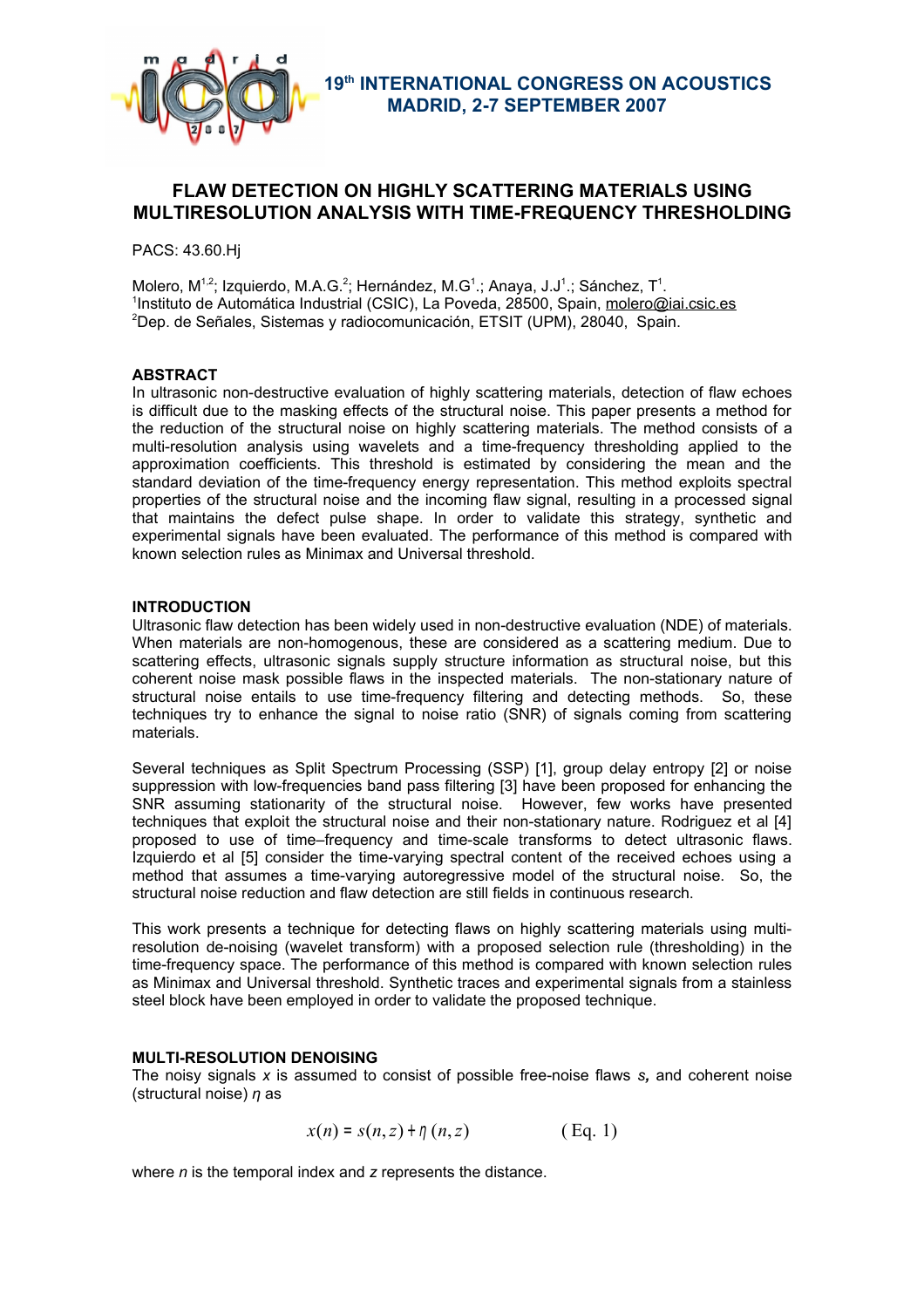19th INTERNATIONAL CONGRESS ON ACOUSTICS
MADRID, 2-7 SEPTEMBER 2007

# FLAW DETECTION ON HIGHLY SCATTERING MATERIALS USING MULTIRESOLUTION ANALYSIS WITH TIME-FREQUENCY THRESHOLDING

PACS: 43.60.Hj

Molero, M[1,2]; Izquierdo, M.A.G.[2]; Hernández, M.G[1].; Anaya, J.J[1].; Sánchez, T[1].
[1]Instituto de Automática Industrial (CSIC), La Poveda, 28500, Spain, molero@iai.csic.es
[2]Dep. de Señales, Sistemas y radiocomunicación, ETSIT (UPM), 28040, Spain.

## ABSTRACT

In ultrasonic non-destructive evaluation of highly scattering materials, detection of flaw echoes is difficult due to the masking effects of the structural noise. This paper presents a method for the reduction of the structural noise on highly scattering materials. The method consists of a multi-resolution analysis using wavelets and a time-frequency thresholding applied to the approximation coefficients. This threshold is estimated by considering the mean and the standard deviation of the time-frequency energy representation. This method exploits spectral properties of the structural noise and the incoming flaw signal, resulting in a processed signal that maintains the defect pulse shape. In order to validate this strategy, synthetic and experimental signals have been evaluated. The performance of this method is compared with known selection rules as Minimax and Universal threshold.

## INTRODUCTION

Ultrasonic flaw detection has been widely used in non-destructive evaluation (NDE) of materials. When materials are non-homogenous, these are considered as a scattering medium. Due to scattering effects, ultrasonic signals supply structure information as structural noise, but this coherent noise mask possible flaws in the inspected materials. The non-stationary nature of structural noise entails to use time-frequency filtering and detecting methods. So, these techniques try to enhance the signal to noise ratio (SNR) of signals coming from scattering materials.

Several techniques as Split Spectrum Processing (SSP) [1], group delay entropy [2] or noise suppression with low-frequencies band pass filtering [3] have been proposed for enhancing the SNR assuming stationarity of the structural noise. However, few works have presented techniques that exploit the structural noise and their non-stationary nature. Rodriguez et al [4] proposed to use of time–frequency and time-scale transforms to detect ultrasonic flaws. Izquierdo et al [5] consider the time-varying spectral content of the received echoes using a method that assumes a time-varying autoregressive model of the structural noise. So, the structural noise reduction and flaw detection are still fields in continuous research.

This work presents a technique for detecting flaws on highly scattering materials using multi-resolution de-noising (wavelet transform) with a proposed selection rule (thresholding) in the time-frequency space. The performance of this method is compared with known selection rules as Minimax and Universal threshold. Synthetic traces and experimental signals from a stainless steel block have been employed in order to validate the proposed technique.

## MULTI-RESOLUTION DENOISING

The noisy signals $x$ is assumed to consist of possible free-noise flaws ***s***, and coherent noise (structural noise) $\eta$ as

$$x(n) = s(n,z) + \eta(n,z) \qquad \text{( Eq. 1)}$$

where $n$ is the temporal index and $z$ represents the distance.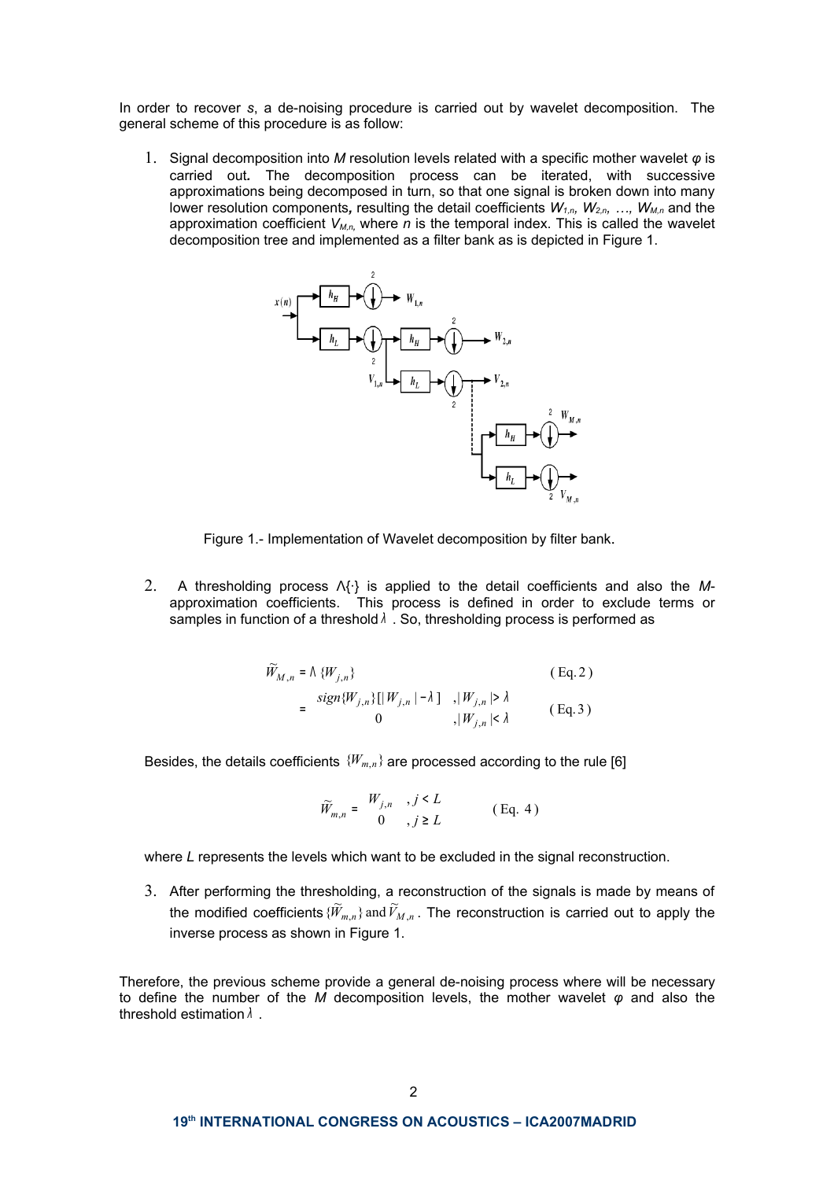In order to recover *s*, a de-noising procedure is carried out by wavelet decomposition. The general scheme of this procedure is as follow:

1. Signal decomposition into *M* resolution levels related with a specific mother wavelet $\varphi$ is carried out**.** The decomposition process can be iterated, with successive approximations being decomposed in turn, so that one signal is broken down into many lower resolution components**,** resulting the detail coefficients $W_{1,n}$, $W_{2,n}$, …, $W_{M,n}$ and the approximation coefficient $V_{M,n}$, where *n* is the temporal index. This is called the wavelet decomposition tree and implemented as a filter bank as is depicted in Figure 1.

Figure 1.- Implementation of Wavelet decomposition by filter bank.

2. A thresholding process $\Lambda\{\cdot\}$ is applied to the detail coefficients and also the *M*-approximation coefficients. This process is defined in order to exclude terms or samples in function of a threshold $\lambda$ . So, thresholding process is performed as

$$\widetilde{W}_{M,n} = \Lambda\{W_{j,n}\} \qquad \text{(Eq. 2)}$$

$$= \begin{cases} sign\{W_{j,n}\}[|W_{j,n}| - \lambda] & ,|W_{j,n}| > \lambda \\ 0 & ,|W_{j,n}| < \lambda \end{cases} \qquad \text{(Eq. 3)}$$

Besides, the details coefficients $\{W_{m,n}\}$ are processed according to the rule [6]

$$\widetilde{W}_{m,n} = \begin{cases} W_{j,n} & ,j < L \\ 0 & ,j \geq L \end{cases} \qquad \text{(Eq. 4)}$$

where *L* represents the levels which want to be excluded in the signal reconstruction.

3. After performing the thresholding, a reconstruction of the signals is made by means of the modified coefficients $\{\widetilde{W}_{m,n}\}$ and $\widetilde{V}_{M,n}$. The reconstruction is carried out to apply the inverse process as shown in Figure 1.

Therefore, the previous scheme provide a general de-noising process where will be necessary to define the number of the *M* decomposition levels, the mother wavelet $\varphi$ and also the threshold estimation $\lambda$ .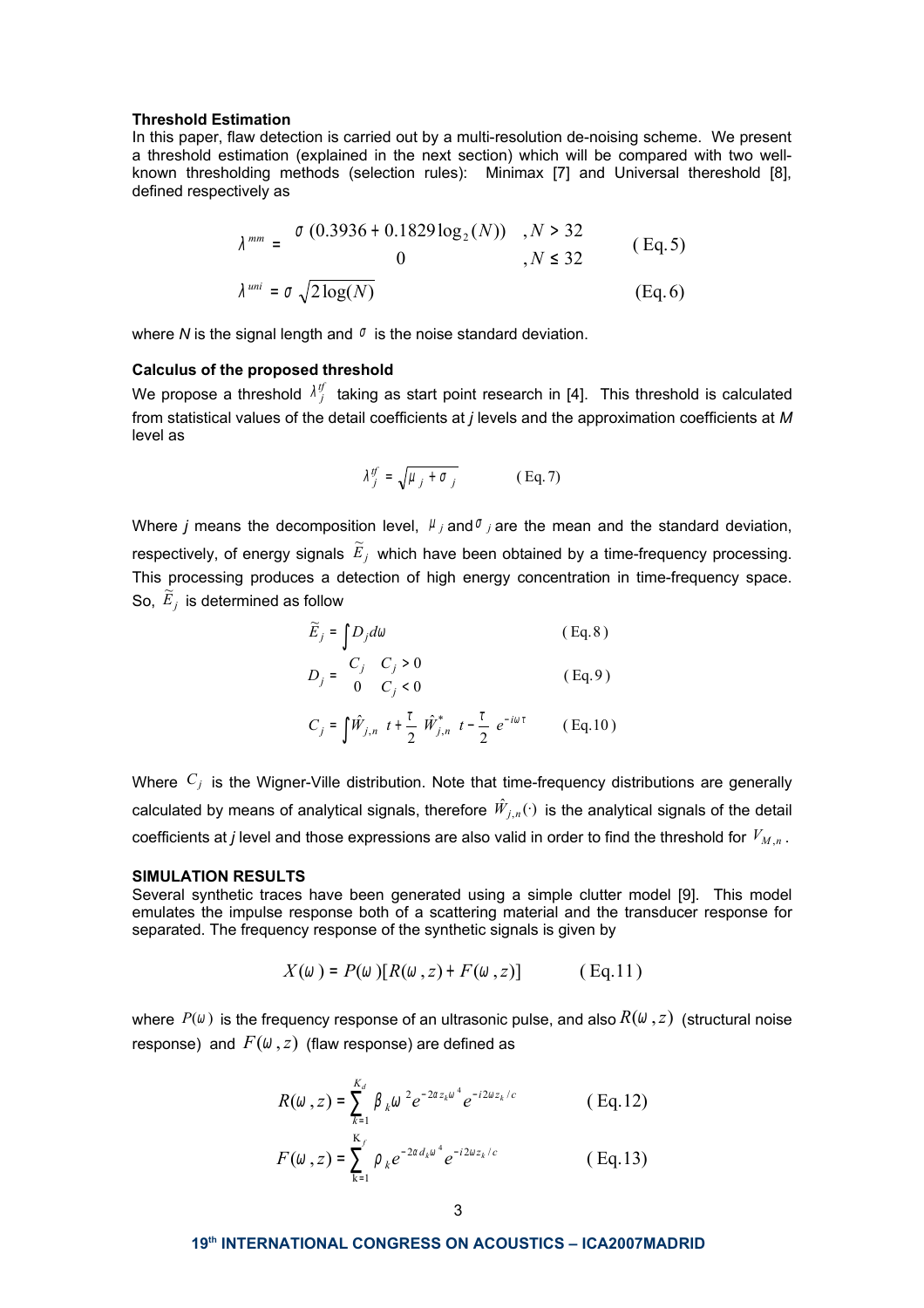**Threshold Estimation**

In this paper, flaw detection is carried out by a multi-resolution de-noising scheme. We present a threshold estimation (explained in the next section) which will be compared with two well-known thresholding methods (selection rules): Minimax [7] and Universal thereshold [8], defined respectively as

$$\lambda^{mm} = \begin{cases} \sigma\,(0.3936 + 0.1829\log_2(N)) & ,N > 32 \\ 0 & ,N \leq 32 \end{cases} \qquad (\text{Eq. }5)$$

$$\lambda^{uni} = \sigma\sqrt{2\log(N)} \qquad (\text{Eq. }6)$$

where $N$ is the signal length and $\sigma$ is the noise standard deviation.

**Calculus of the proposed threshold**

We propose a threshold $\lambda_j^{tf}$ taking as start point research in [4]. This threshold is calculated from statistical values of the detail coefficients at $j$ levels and the approximation coefficients at $M$ level as

$$\lambda_j^{tf} = \sqrt{\mu_j + \sigma_j} \qquad (\text{Eq. }7)$$

Where $j$ means the decomposition level, $\mu_j$ and $\sigma_j$ are the mean and the standard deviation, respectively, of energy signals $\widetilde{E}_j$ which have been obtained by a time-frequency processing. This processing produces a detection of high energy concentration in time-frequency space. So, $\widetilde{E}_j$ is determined as follow

$$\widetilde{E}_j = \int D_j d\omega \qquad (\text{Eq. }8)$$

$$D_j = \begin{cases} C_j & C_j > 0 \\ 0 & C_j < 0 \end{cases} \qquad (\text{Eq. }9)$$

$$C_j = \int \hat{W}_{j,n}\left(t + \frac{\tau}{2}\right)\hat{W}_{j,n}^{*}\left(t - \frac{\tau}{2}\right)e^{-i\omega\tau} \qquad (\text{Eq. }10)$$

Where $C_j$ is the Wigner-Ville distribution. Note that time-frequency distributions are generally calculated by means of analytical signals, therefore $\hat{W}_{j,n}(\cdot)$ is the analytical signals of the detail coefficients at $j$ level and those expressions are also valid in order to find the threshold for $V_{M,n}$.

**SIMULATION RESULTS**

Several synthetic traces have been generated using a simple clutter model [9]. This model emulates the impulse response both of a scattering material and the transducer response for separated. The frequency response of the synthetic signals is given by

$$X(\omega) = P(\omega)[R(\omega, z) + F(\omega, z)] \qquad (\text{Eq. }11)$$

where $P(\omega)$ is the frequency response of an ultrasonic pulse, and also $R(\omega, z)$ (structural noise response) and $F(\omega, z)$ (flaw response) are defined as

$$R(\omega, z) = \sum_{k=1}^{K_d} \beta_k \omega^2 e^{-2\alpha z_k \omega^4} e^{-i2\omega z_k / c} \qquad (\text{Eq. }12)$$

$$F(\omega, z) = \sum_{k=1}^{K_f} \rho_k e^{-2\alpha d_k \omega^4} e^{-i2\omega z_k / c} \qquad (\text{Eq. }13)$$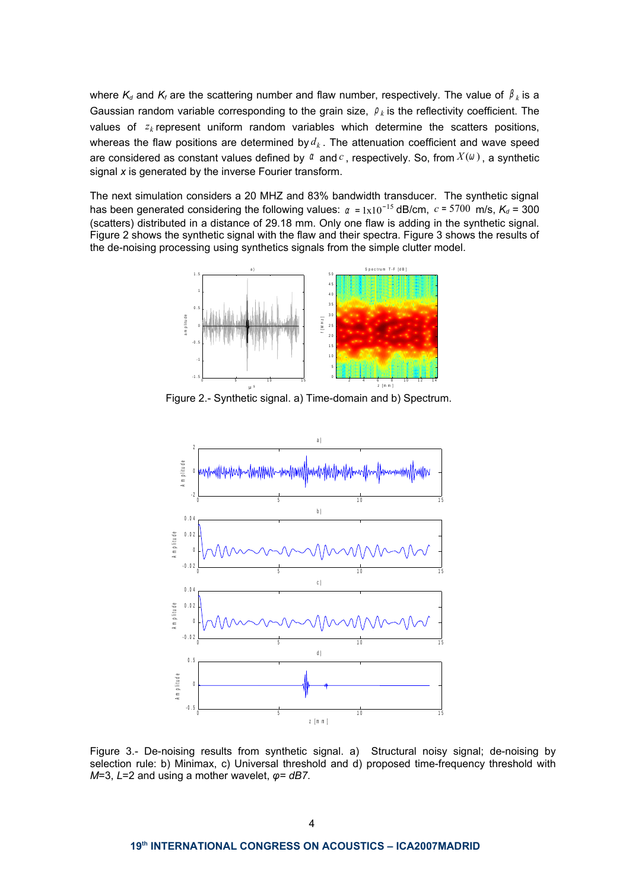where $K_d$ and $K_f$ are the scattering number and flaw number, respectively. The value of $\beta_k$ is a Gaussian random variable corresponding to the grain size, $\rho_k$ is the reflectivity coefficient. The values of $z_k$ represent uniform random variables which determine the scatters positions, whereas the flaw positions are determined by $d_k$. The attenuation coefficient and wave speed are considered as constant values defined by $\alpha$ and $c$, respectively. So, from $X(\omega)$, a synthetic signal *x* is generated by the inverse Fourier transform.

The next simulation considers a 20 MHZ and 83% bandwidth transducer. The synthetic signal has been generated considering the following values: $\alpha = 1\text{x}10^{-15}$ dB/cm, $c = 5700$ m/s, $K_d$ = 300 (scatters) distributed in a distance of 29.18 mm. Only one flaw is adding in the synthetic signal. Figure 2 shows the synthetic signal with the flaw and their spectra. Figure 3 shows the results of the de-noising processing using synthetics signals from the simple clutter model.

Figure 2.- Synthetic signal. a) Time-domain and b) Spectrum.

Figure 3.- De-noising results from synthetic signal. a) Structural noisy signal; de-noising by selection rule: b) Minimax, c) Universal threshold and d) proposed time-frequency threshold with *M*=3, *L*=2 and using a mother wavelet, *φ= dB7*.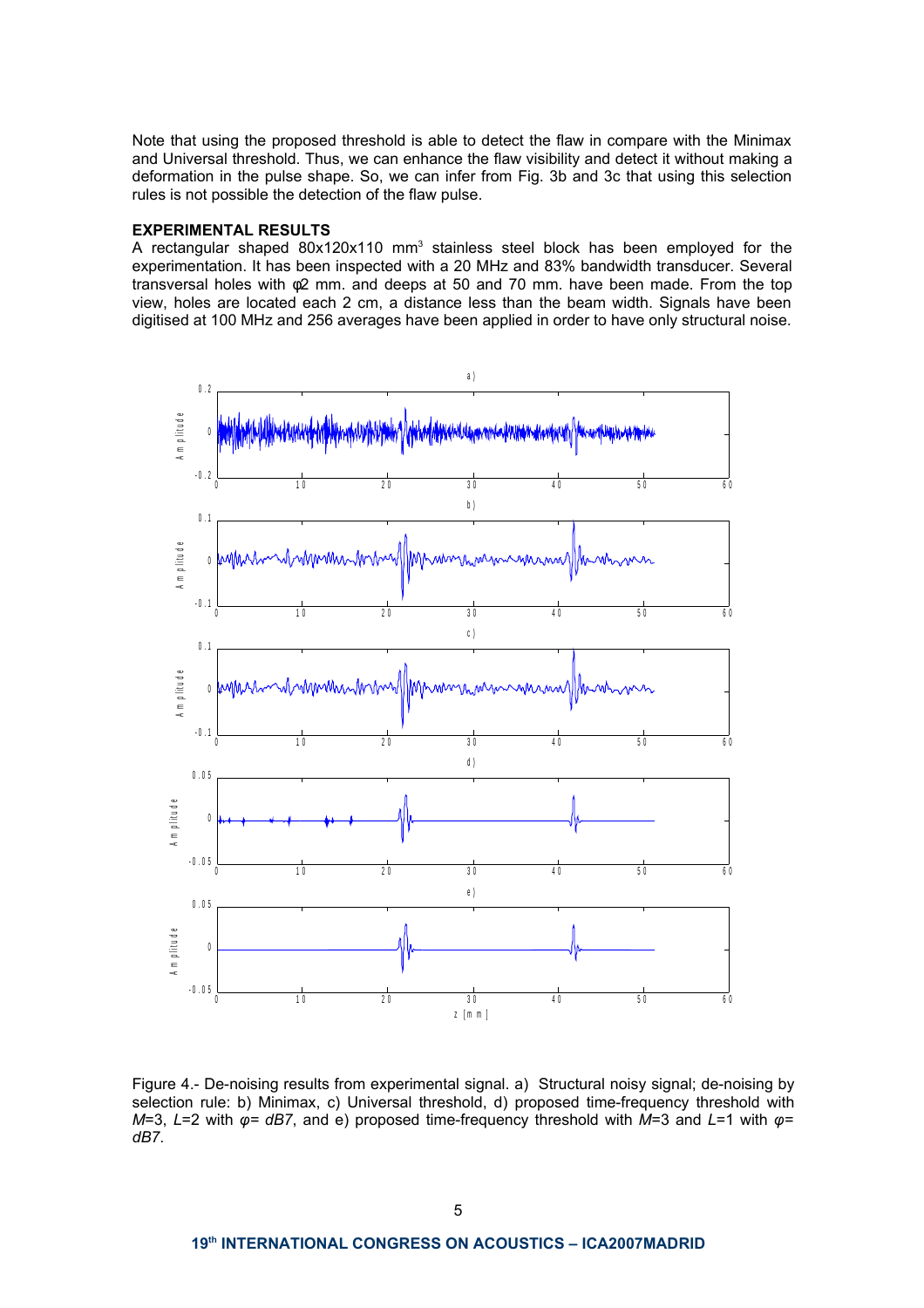Note that using the proposed threshold is able to detect the flaw in compare with the Minimax and Universal threshold. Thus, we can enhance the flaw visibility and detect it without making a deformation in the pulse shape. So, we can infer from Fig. 3b and 3c that using this selection rules is not possible the detection of the flaw pulse.

## EXPERIMENTAL RESULTS

A rectangular shaped 80x120x110 $mm^3$ stainless steel block has been employed for the experimentation. It has been inspected with a 20 MHz and 83% bandwidth transducer. Several transversal holes with φ2 mm. and deeps at 50 and 70 mm. have been made. From the top view, holes are located each 2 cm, a distance less than the beam width. Signals have been digitised at 100 MHz and 256 averages have been applied in order to have only structural noise.

Figure 4.- De-noising results from experimental signal. a) Structural noisy signal; de-noising by selection rule: b) Minimax, c) Universal threshold, d) proposed time-frequency threshold with $M$=3, $L$=2 with $\varphi$= *dB7*, and e) proposed time-frequency threshold with $M$=3 and $L$=1 with $\varphi$= *dB7*.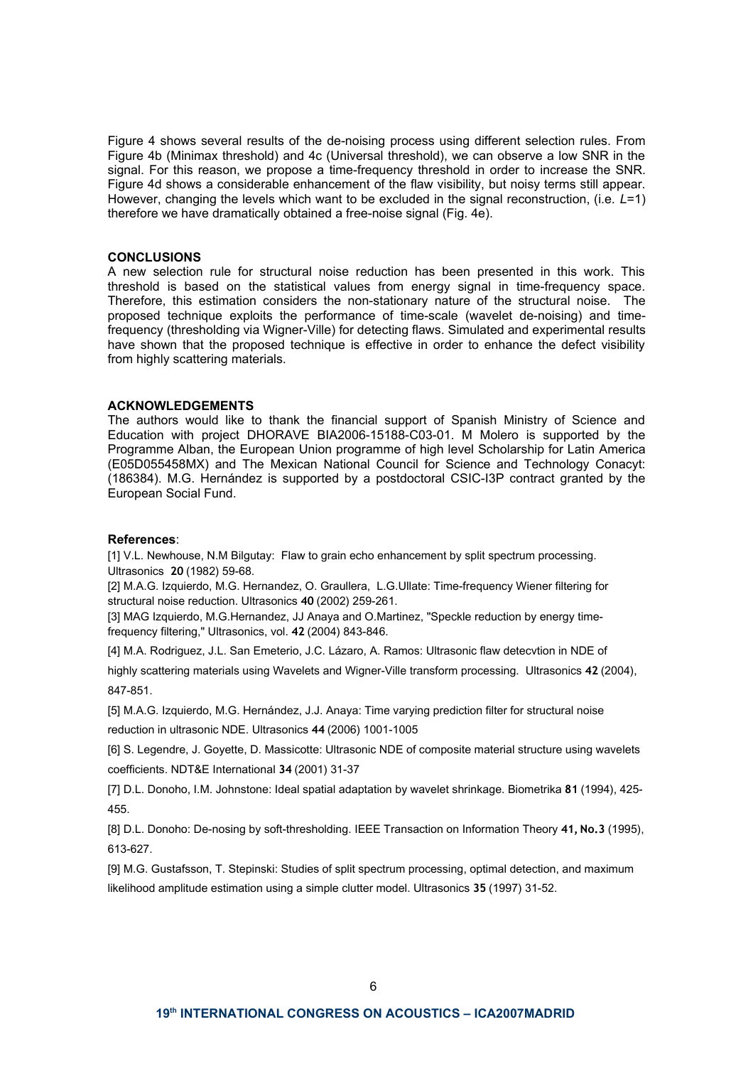Figure 4 shows several results of the de-noising process using different selection rules. From Figure 4b (Minimax threshold) and 4c (Universal threshold), we can observe a low SNR in the signal. For this reason, we propose a time-frequency threshold in order to increase the SNR. Figure 4d shows a considerable enhancement of the flaw visibility, but noisy terms still appear. However, changing the levels which want to be excluded in the signal reconstruction, (i.e. $L$=1) therefore we have dramatically obtained a free-noise signal (Fig. 4e).

## CONCLUSIONS

A new selection rule for structural noise reduction has been presented in this work. This threshold is based on the statistical values from energy signal in time-frequency space. Therefore, this estimation considers the non-stationary nature of the structural noise. The proposed technique exploits the performance of time-scale (wavelet de-noising) and time-frequency (thresholding via Wigner-Ville) for detecting flaws. Simulated and experimental results have shown that the proposed technique is effective in order to enhance the defect visibility from highly scattering materials.

## ACKNOWLEDGEMENTS

The authors would like to thank the financial support of Spanish Ministry of Science and Education with project DHORAVE BIA2006-15188-C03-01. M Molero is supported by the Programme Alban, the European Union programme of high level Scholarship for Latin America (E05D055458MX) and The Mexican National Council for Science and Technology Conacyt: (186384). M.G. Hernández is supported by a postdoctoral CSIC-I3P contract granted by the European Social Fund.

**References**:

[1] V.L. Newhouse, N.M Bilgutay: Flaw to grain echo enhancement by split spectrum processing. Ultrasonics **20** (1982) 59-68.

[2] M.A.G. Izquierdo, M.G. Hernandez, O. Graullera, L.G.Ullate: Time-frequency Wiener filtering for structural noise reduction. Ultrasonics **40** (2002) 259-261.

[3] MAG Izquierdo, M.G.Hernandez, JJ Anaya and O.Martinez, "Speckle reduction by energy time-frequency filtering," Ultrasonics, vol. **42** (2004) 843-846.

[4] M.A. Rodriguez, J.L. San Emeterio, J.C. Lázaro, A. Ramos: Ultrasonic flaw detecvtion in NDE of highly scattering materials using Wavelets and Wigner-Ville transform processing. Ultrasonics **42** (2004), 847-851.

[5] M.A.G. Izquierdo, M.G. Hernández, J.J. Anaya: Time varying prediction filter for structural noise reduction in ultrasonic NDE. Ultrasonics **44** (2006) 1001-1005

[6] S. Legendre, J. Goyette, D. Massicotte: Ultrasonic NDE of composite material structure using wavelets coefficients. NDT&E International **34** (2001) 31-37

[7] D.L. Donoho, I.M. Johnstone: Ideal spatial adaptation by wavelet shrinkage. Biometrika **81** (1994), 425-455.

[8] D.L. Donoho: De-nosing by soft-thresholding. IEEE Transaction on Information Theory **41, No.3** (1995), 613-627.

[9] M.G. Gustafsson, T. Stepinski: Studies of split spectrum processing, optimal detection, and maximum likelihood amplitude estimation using a simple clutter model. Ultrasonics **35** (1997) 31-52.